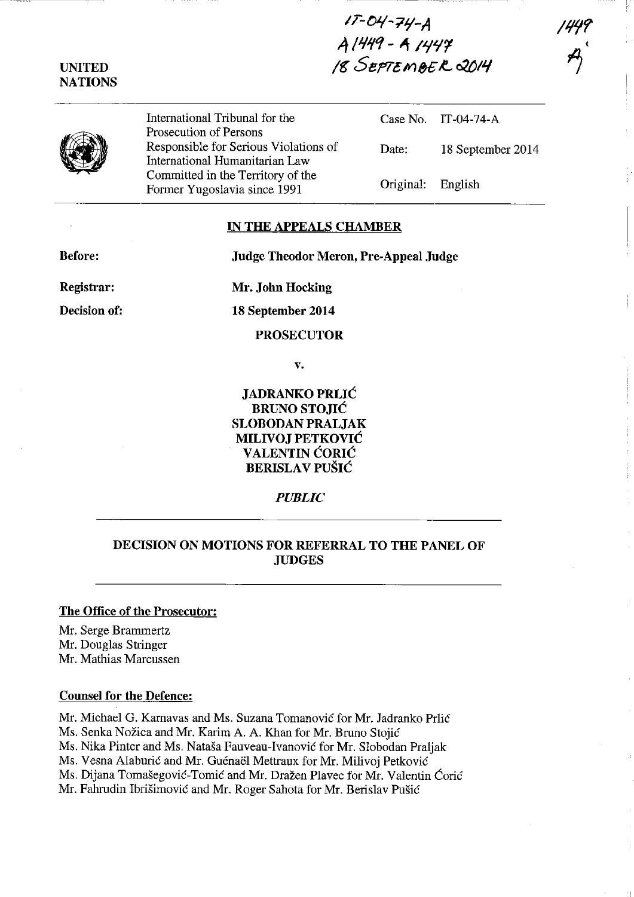IT-04-74-A
A 1449 - A 1447
18 SEPTEMBER 2014

1449
A

UNITED NATIONS

| | | |
|---|---|---|
| International Tribunal for the Prosecution of Persons Responsible for Serious Violations of International Humanitarian Law Committed in the Territory of the Former Yugoslavia since 1991 | Case No. | IT-04-74-A |
| | Date: | 18 September 2014 |
| | Original: | English |

## IN THE APPEALS CHAMBER

**Before:** **Judge Theodor Meron, Pre-Appeal Judge**

**Registrar:** **Mr. John Hocking**

**Decision of:** **18 September 2014**

**PROSECUTOR**

**v.**

**JADRANKO PRLIĆ**
**BRUNO STOJIĆ**
**SLOBODAN PRALJAK**
**MILIVOJ PETKOVIĆ**
**VALENTIN ĆORIĆ**
**BERISLAV PUŠIĆ**

*PUBLIC*

## DECISION ON MOTIONS FOR REFERRAL TO THE PANEL OF JUDGES

**The Office of the Prosecutor:**

Mr. Serge Brammertz
Mr. Douglas Stringer
Mr. Mathias Marcussen

**Counsel for the Defence:**

Mr. Michael G. Karnavas and Ms. Suzana Tomanović for Mr. Jadranko Prlić
Ms. Senka Nožica and Mr. Karim A. A. Khan for Mr. Bruno Stojić
Ms. Nika Pinter and Ms. Nataša Fauveau-Ivanović for Mr. Slobodan Praljak
Ms. Vesna Alaburić and Mr. Guénaël Mettraux for Mr. Milivoj Petković
Ms. Dijana Tomašegović-Tomić and Mr. Dražen Plavec for Mr. Valentin Ćorić
Mr. Fahrudin Ibrišimović and Mr. Roger Sahota for Mr. Berislav Pušić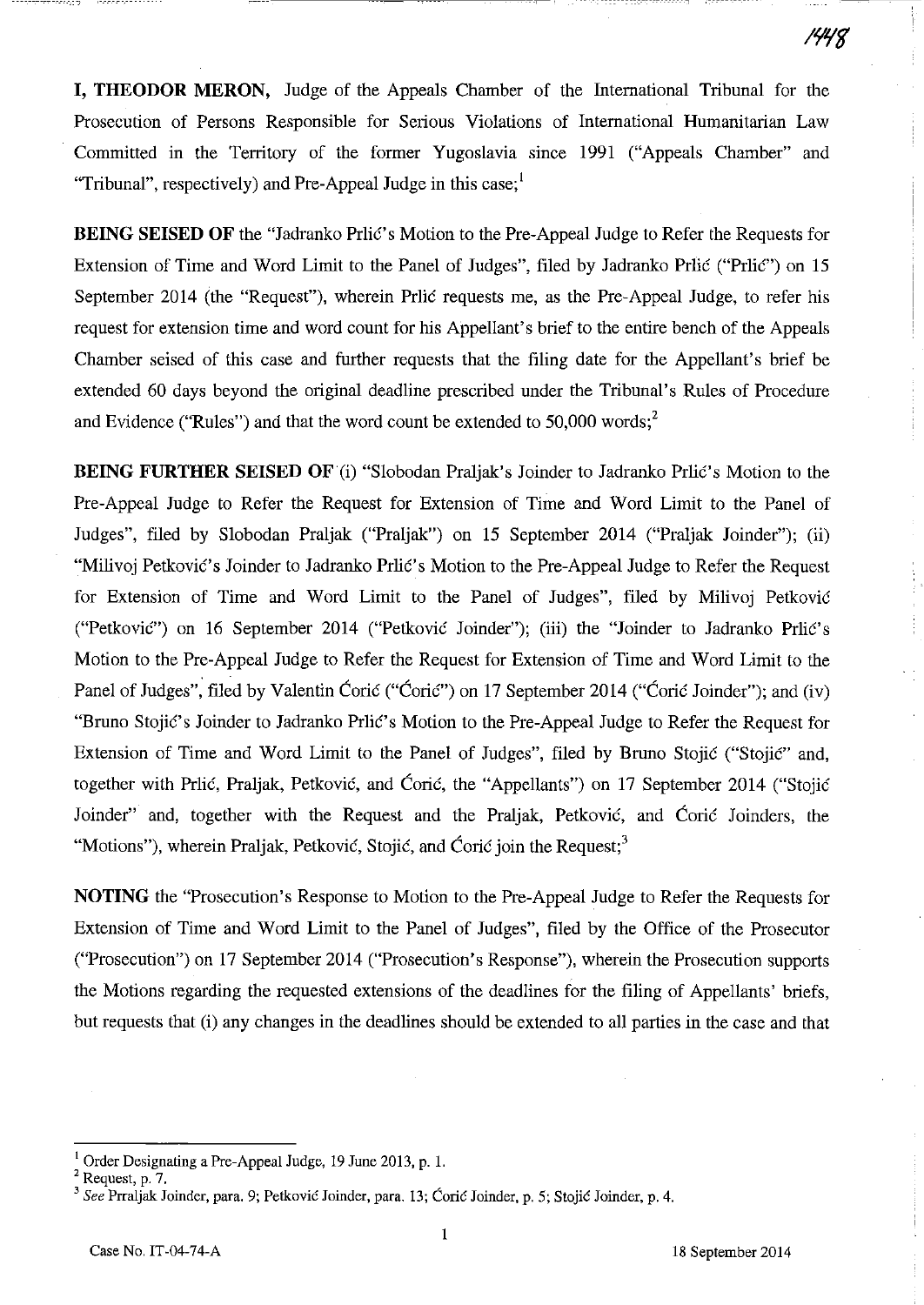**I, THEODOR MERON,** Judge of the Appeals Chamber of the International Tribunal for the Prosecution of Persons Responsible for Serious Violations of International Humanitarian Law Committed in the Territory of the former Yugoslavia since 1991 ("Appeals Chamber" and "Tribunal", respectively) and Pre-Appeal Judge in this case;[1]

**BEING SEISED OF** the "Jadranko Prlić's Motion to the Pre-Appeal Judge to Refer the Requests for Extension of Time and Word Limit to the Panel of Judges", filed by Jadranko Prlić ("Prlić") on 15 September 2014 (the "Request"), wherein Prlić requests me, as the Pre-Appeal Judge, to refer his request for extension time and word count for his Appellant's brief to the entire bench of the Appeals Chamber seised of this case and further requests that the filing date for the Appellant's brief be extended 60 days beyond the original deadline prescribed under the Tribunal's Rules of Procedure and Evidence ("Rules") and that the word count be extended to 50,000 words;[2]

**BEING FURTHER SEISED OF** (i) "Slobodan Praljak's Joinder to Jadranko Prlić's Motion to the Pre-Appeal Judge to Refer the Request for Extension of Time and Word Limit to the Panel of Judges", filed by Slobodan Praljak ("Praljak") on 15 September 2014 ("Praljak Joinder"); (ii) "Milivoj Petković's Joinder to Jadranko Prlić's Motion to the Pre-Appeal Judge to Refer the Request for Extension of Time and Word Limit to the Panel of Judges", filed by Milivoj Petković ("Petković") on 16 September 2014 ("Petković Joinder"); (iii) the "Joinder to Jadranko Prlić's Motion to the Pre-Appeal Judge to Refer the Request for Extension of Time and Word Limit to the Panel of Judges", filed by Valentin Ćorić ("Ćorić") on 17 September 2014 ("Ćorić Joinder"); and (iv) "Bruno Stojić's Joinder to Jadranko Prlić's Motion to the Pre-Appeal Judge to Refer the Request for Extension of Time and Word Limit to the Panel of Judges", filed by Bruno Stojić ("Stojić" and, together with Prlić, Praljak, Petković, and Ćorić, the "Appellants") on 17 September 2014 ("Stojić Joinder" and, together with the Request and the Praljak, Petković, and Ćorić Joinders, the "Motions"), wherein Praljak, Petković, Stojić, and Ćorić join the Request;[3]

**NOTING** the "Prosecution's Response to Motion to the Pre-Appeal Judge to Refer the Requests for Extension of Time and Word Limit to the Panel of Judges", filed by the Office of the Prosecutor ("Prosecution") on 17 September 2014 ("Prosecution's Response"), wherein the Prosecution supports the Motions regarding the requested extensions of the deadlines for the filing of Appellants' briefs, but requests that (i) any changes in the deadlines should be extended to all parties in the case and that

---

[1] Order Designating a Pre-Appeal Judge, 19 June 2013, p. 1.

[2] Request, p. 7.

[3] *See* Prraljak Joinder, para. 9; Petković Joinder, para. 13; Ćorić Joinder, p. 5; Stojić Joinder, p. 4.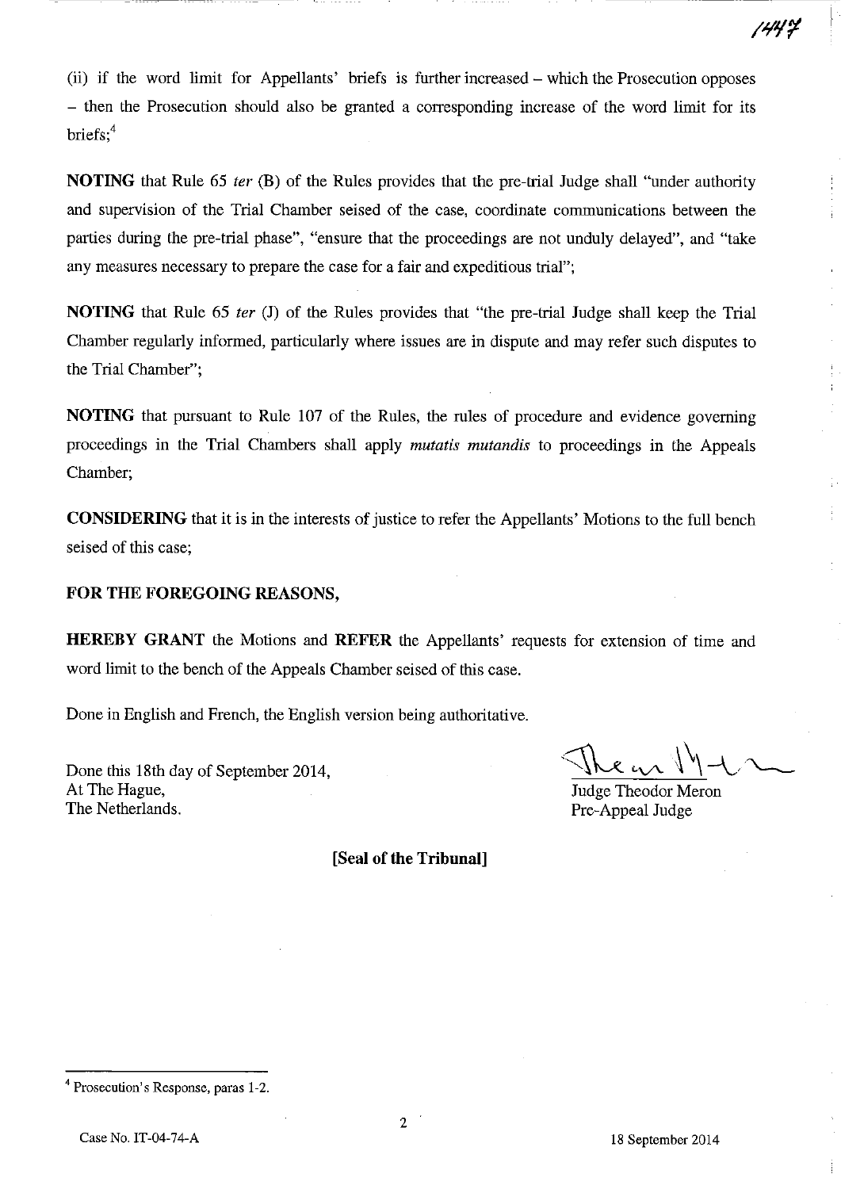(ii) if the word limit for Appellants' briefs is further increased – which the Prosecution opposes – then the Prosecution should also be granted a corresponding increase of the word limit for its briefs;[4]

**NOTING** that Rule 65 *ter* (B) of the Rules provides that the pre-trial Judge shall "under authority and supervision of the Trial Chamber seised of the case, coordinate communications between the parties during the pre-trial phase", "ensure that the proceedings are not unduly delayed", and "take any measures necessary to prepare the case for a fair and expeditious trial";

**NOTING** that Rule 65 *ter* (J) of the Rules provides that "the pre-trial Judge shall keep the Trial Chamber regularly informed, particularly where issues are in dispute and may refer such disputes to the Trial Chamber";

**NOTING** that pursuant to Rule 107 of the Rules, the rules of procedure and evidence governing proceedings in the Trial Chambers shall apply *mutatis mutandis* to proceedings in the Appeals Chamber;

**CONSIDERING** that it is in the interests of justice to refer the Appellants' Motions to the full bench seised of this case;

**FOR THE FOREGOING REASONS,**

**HEREBY GRANT** the Motions and **REFER** the Appellants' requests for extension of time and word limit to the bench of the Appeals Chamber seised of this case.

Done in English and French, the English version being authoritative.

Done this 18th day of September 2014,
At The Hague,
The Netherlands.

Judge Theodor Meron
Pre-Appeal Judge

**[Seal of the Tribunal]**

[4] Prosecution's Response, paras 1-2.